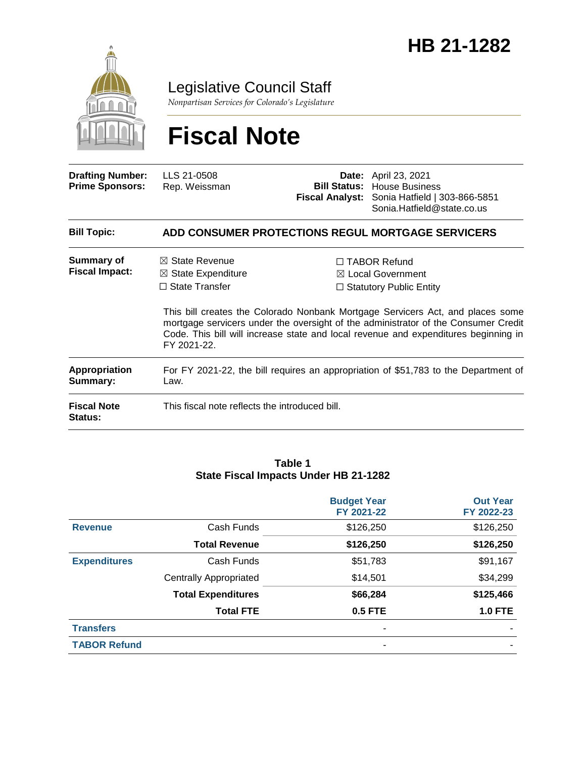# HB 21-1282

Legislative Council Staff

*Nonpartisan Services for Colorado's Legislature*

# Fiscal Note

| | | | |
|---|---|---|---|
| **Drafting Number:** | LLS 21-0508 | **Date:** | April 23, 2021 |
| **Prime Sponsors:** | Rep. Weissman | **Bill Status:** | House Business |
| | | **Fiscal Analyst:** | Sonia Hatfield \| 303-866-5851<br>Sonia.Hatfield@state.co.us |

| | |
|---|---|
| **Bill Topic:** | **ADD CONSUMER PROTECTIONS REGUL MORTGAGE SERVICERS** |
| **Summary of Fiscal Impact:** | ☒ State Revenue ☒ State Expenditure ☐ State Transfer ☐ TABOR Refund ☒ Local Government ☐ Statutory Public Entity<br><br>This bill creates the Colorado Nonbank Mortgage Servicers Act, and places some mortgage servicers under the oversight of the administrator of the Consumer Credit Code. This bill will increase state and local revenue and expenditures beginning in FY 2021-22. |
| **Appropriation Summary:** | For FY 2021-22, the bill requires an appropriation of $51,783 to the Department of Law. |
| **Fiscal Note Status:** | This fiscal note reflects the introduced bill. |

**Table 1**
**State Fiscal Impacts Under HB 21-1282**

| | | Budget Year FY 2021-22 | Out Year FY 2022-23 |
|---|---|---|---|
| **Revenue** | Cash Funds | $126,250 | $126,250 |
| | **Total Revenue** | **$126,250** | **$126,250** |
| **Expenditures** | Cash Funds | $51,783 | $91,167 |
| | Centrally Appropriated | $14,501 | $34,299 |
| | **Total Expenditures** | **$66,284** | **$125,466** |
| | **Total FTE** | **0.5 FTE** | **1.0 FTE** |
| **Transfers** | | - | - |
| **TABOR Refund** | | - | - |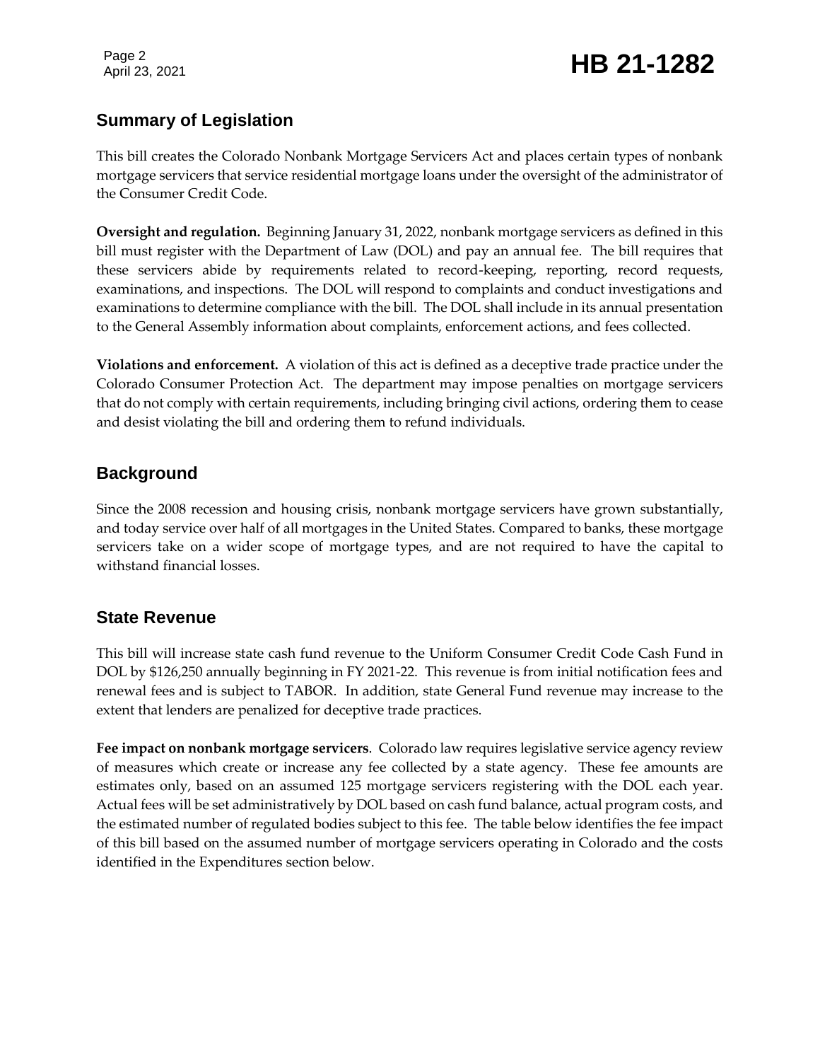## Summary of Legislation

This bill creates the Colorado Nonbank Mortgage Servicers Act and places certain types of nonbank mortgage servicers that service residential mortgage loans under the oversight of the administrator of the Consumer Credit Code.

**Oversight and regulation.** Beginning January 31, 2022, nonbank mortgage servicers as defined in this bill must register with the Department of Law (DOL) and pay an annual fee. The bill requires that these servicers abide by requirements related to record-keeping, reporting, record requests, examinations, and inspections. The DOL will respond to complaints and conduct investigations and examinations to determine compliance with the bill. The DOL shall include in its annual presentation to the General Assembly information about complaints, enforcement actions, and fees collected.

**Violations and enforcement.** A violation of this act is defined as a deceptive trade practice under the Colorado Consumer Protection Act. The department may impose penalties on mortgage servicers that do not comply with certain requirements, including bringing civil actions, ordering them to cease and desist violating the bill and ordering them to refund individuals.

## Background

Since the 2008 recession and housing crisis, nonbank mortgage servicers have grown substantially, and today service over half of all mortgages in the United States. Compared to banks, these mortgage servicers take on a wider scope of mortgage types, and are not required to have the capital to withstand financial losses.

## State Revenue

This bill will increase state cash fund revenue to the Uniform Consumer Credit Code Cash Fund in DOL by $126,250 annually beginning in FY 2021-22. This revenue is from initial notification fees and renewal fees and is subject to TABOR. In addition, state General Fund revenue may increase to the extent that lenders are penalized for deceptive trade practices.

**Fee impact on nonbank mortgage servicers**. Colorado law requires legislative service agency review of measures which create or increase any fee collected by a state agency. These fee amounts are estimates only, based on an assumed 125 mortgage servicers registering with the DOL each year. Actual fees will be set administratively by DOL based on cash fund balance, actual program costs, and the estimated number of regulated bodies subject to this fee. The table below identifies the fee impact of this bill based on the assumed number of mortgage servicers operating in Colorado and the costs identified in the Expenditures section below.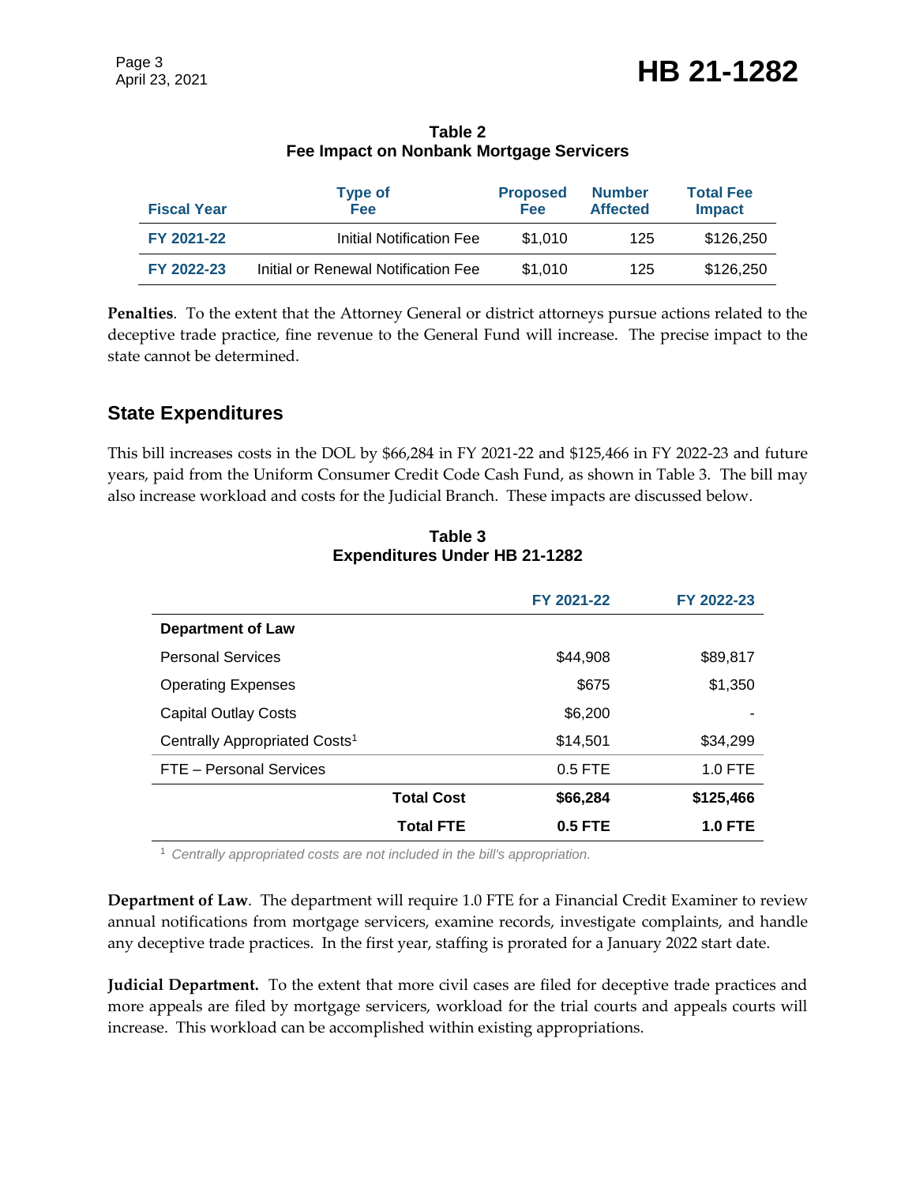**Table 2**
**Fee Impact on Nonbank Mortgage Servicers**

| Fiscal Year | Type of Fee | Proposed Fee | Number Affected | Total Fee Impact |
|---|---|---|---|---|
| FY 2021-22 | Initial Notification Fee | $1,010 | 125 | $126,250 |
| FY 2022-23 | Initial or Renewal Notification Fee | $1,010 | 125 | $126,250 |

**Penalties**. To the extent that the Attorney General or district attorneys pursue actions related to the deceptive trade practice, fine revenue to the General Fund will increase. The precise impact to the state cannot be determined.

## State Expenditures

This bill increases costs in the DOL by $66,284 in FY 2021-22 and $125,466 in FY 2022-23 and future years, paid from the Uniform Consumer Credit Code Cash Fund, as shown in Table 3. The bill may also increase workload and costs for the Judicial Branch. These impacts are discussed below.

**Table 3**
**Expenditures Under HB 21-1282**

| | FY 2021-22 | FY 2022-23 |
|---|---|---|
| **Department of Law** | | |
| Personal Services | $44,908 | $89,817 |
| Operating Expenses | $675 | $1,350 |
| Capital Outlay Costs | $6,200 | - |
| Centrally Appropriated Costs[1] | $14,501 | $34,299 |
| FTE – Personal Services | 0.5 FTE | 1.0 FTE |
| **Total Cost** | **$66,284** | **$125,466** |
| **Total FTE** | **0.5 FTE** | **1.0 FTE** |

[1] *Centrally appropriated costs are not included in the bill's appropriation.*

**Department of Law**. The department will require 1.0 FTE for a Financial Credit Examiner to review annual notifications from mortgage servicers, examine records, investigate complaints, and handle any deceptive trade practices. In the first year, staffing is prorated for a January 2022 start date.

**Judicial Department.** To the extent that more civil cases are filed for deceptive trade practices and more appeals are filed by mortgage servicers, workload for the trial courts and appeals courts will increase. This workload can be accomplished within existing appropriations.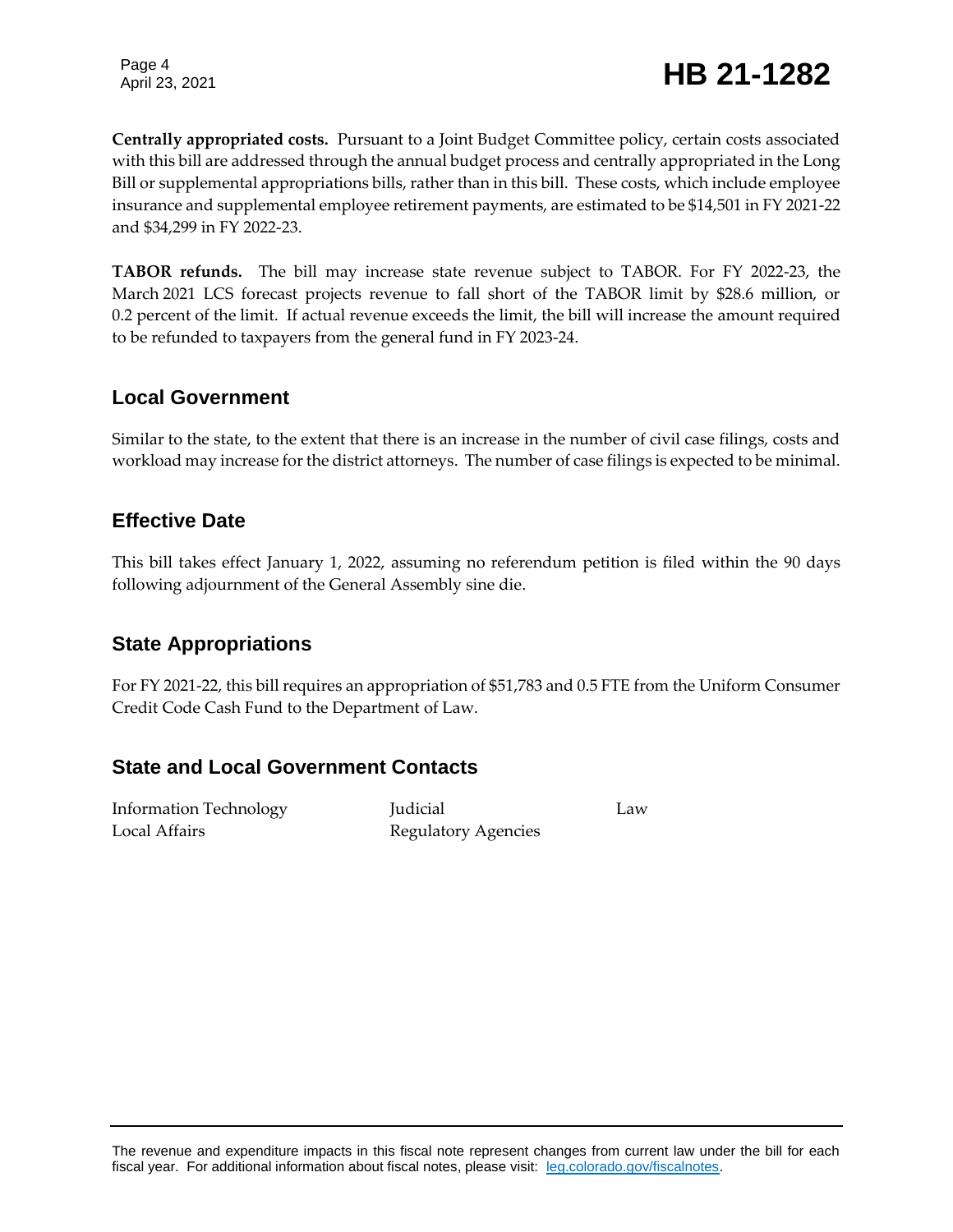**Centrally appropriated costs.** Pursuant to a Joint Budget Committee policy, certain costs associated with this bill are addressed through the annual budget process and centrally appropriated in the Long Bill or supplemental appropriations bills, rather than in this bill. These costs, which include employee insurance and supplemental employee retirement payments, are estimated to be $14,501 in FY 2021-22 and $34,299 in FY 2022-23.

**TABOR refunds.** The bill may increase state revenue subject to TABOR. For FY 2022-23, the March 2021 LCS forecast projects revenue to fall short of the TABOR limit by $28.6 million, or 0.2 percent of the limit. If actual revenue exceeds the limit, the bill will increase the amount required to be refunded to taxpayers from the general fund in FY 2023-24.

## Local Government

Similar to the state, to the extent that there is an increase in the number of civil case filings, costs and workload may increase for the district attorneys. The number of case filings is expected to be minimal.

## Effective Date

This bill takes effect January 1, 2022, assuming no referendum petition is filed within the 90 days following adjournment of the General Assembly sine die.

## State Appropriations

For FY 2021-22, this bill requires an appropriation of $51,783 and 0.5 FTE from the Uniform Consumer Credit Code Cash Fund to the Department of Law.

## State and Local Government Contacts

| | | |
|---|---|---|
| Information Technology | Judicial | Law |
| Local Affairs | Regulatory Agencies | |

The revenue and expenditure impacts in this fiscal note represent changes from current law under the bill for each fiscal year. For additional information about fiscal notes, please visit: leg.colorado.gov/fiscalnotes.